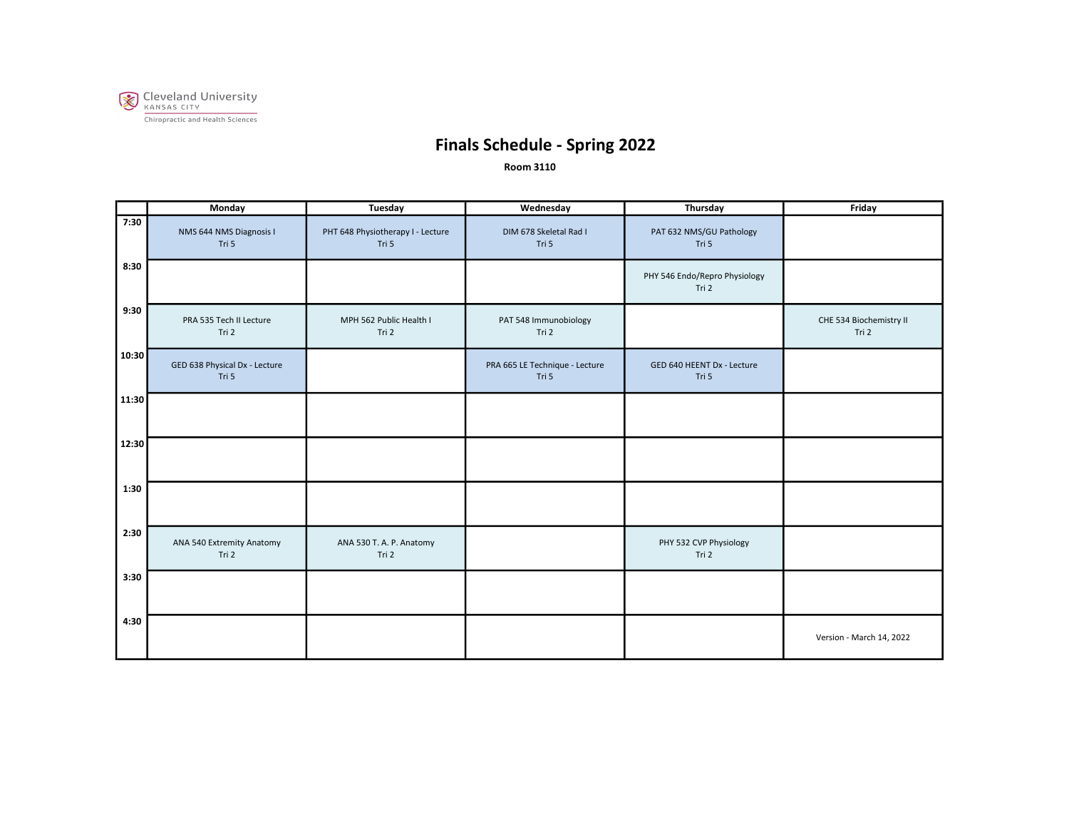Cleveland University
KANSAS CITY
Chiropractic and Health Sciences

# Finals Schedule - Spring 2022

**Room 3110**

| | Monday | Tuesday | Wednesday | Thursday | Friday |
|---|---|---|---|---|---|
| 7:30 | NMS 644 NMS Diagnosis I<br>Tri 5 | PHT 648 Physiotherapy I - Lecture<br>Tri 5 | DIM 678 Skeletal Rad I<br>Tri 5 | PAT 632 NMS/GU Pathology<br>Tri 5 | |
| 8:30 | | | | PHY 546 Endo/Repro Physiology<br>Tri 2 | |
| 9:30 | PRA 535 Tech II Lecture<br>Tri 2 | MPH 562 Public Health I<br>Tri 2 | PAT 548 Immunobiology<br>Tri 2 | | CHE 534 Biochemistry II<br>Tri 2 |
| 10:30 | GED 638 Physical Dx - Lecture<br>Tri 5 | | PRA 665 LE Technique - Lecture<br>Tri 5 | GED 640 HEENT Dx - Lecture<br>Tri 5 | |
| 11:30 | | | | | |
| 12:30 | | | | | |
| 1:30 | | | | | |
| 2:30 | ANA 540 Extremity Anatomy<br>Tri 2 | ANA 530 T. A. P. Anatomy<br>Tri 2 | | PHY 532 CVP Physiology<br>Tri 2 | |
| 3:30 | | | | | |
| 4:30 | | | | | Version - March 14, 2022 |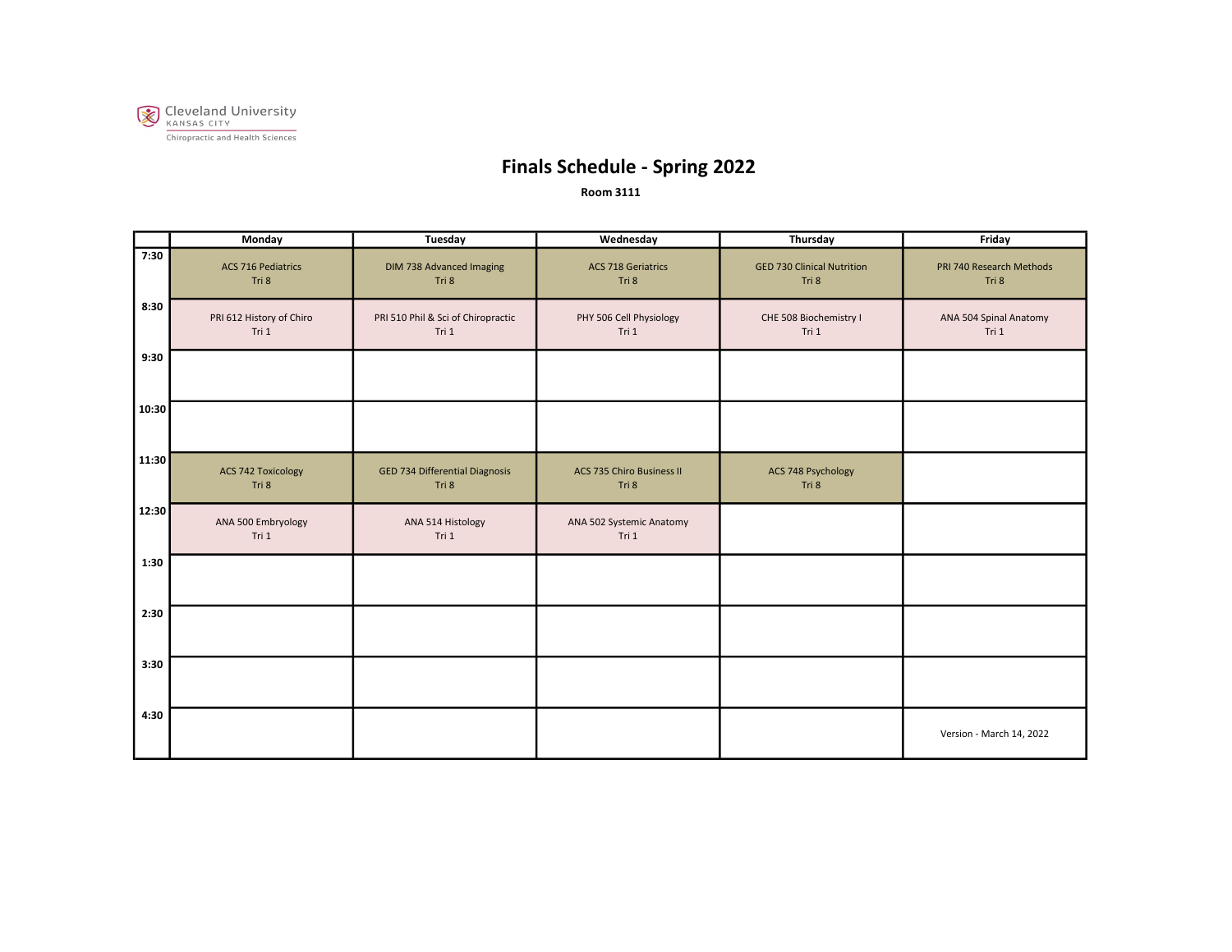Cleveland University
KANSAS CITY
Chiropractic and Health Sciences

# Finals Schedule - Spring 2022

**Room 3111**

| | Monday | Tuesday | Wednesday | Thursday | Friday |
|---|---|---|---|---|---|
| 7:30 | ACS 716 Pediatrics<br>Tri 8 | DIM 738 Advanced Imaging<br>Tri 8 | ACS 718 Geriatrics<br>Tri 8 | GED 730 Clinical Nutrition<br>Tri 8 | PRI 740 Research Methods<br>Tri 8 |
| 8:30 | PRI 612 History of Chiro<br>Tri 1 | PRI 510 Phil & Sci of Chiropractic<br>Tri 1 | PHY 506 Cell Physiology<br>Tri 1 | CHE 508 Biochemistry I<br>Tri 1 | ANA 504 Spinal Anatomy<br>Tri 1 |
| 9:30 | | | | | |
| 10:30 | | | | | |
| 11:30 | ACS 742 Toxicology<br>Tri 8 | GED 734 Differential Diagnosis<br>Tri 8 | ACS 735 Chiro Business II<br>Tri 8 | ACS 748 Psychology<br>Tri 8 | |
| 12:30 | ANA 500 Embryology<br>Tri 1 | ANA 514 Histology<br>Tri 1 | ANA 502 Systemic Anatomy<br>Tri 1 | | |
| 1:30 | | | | | |
| 2:30 | | | | | |
| 3:30 | | | | | |
| 4:30 | | | | | Version - March 14, 2022 |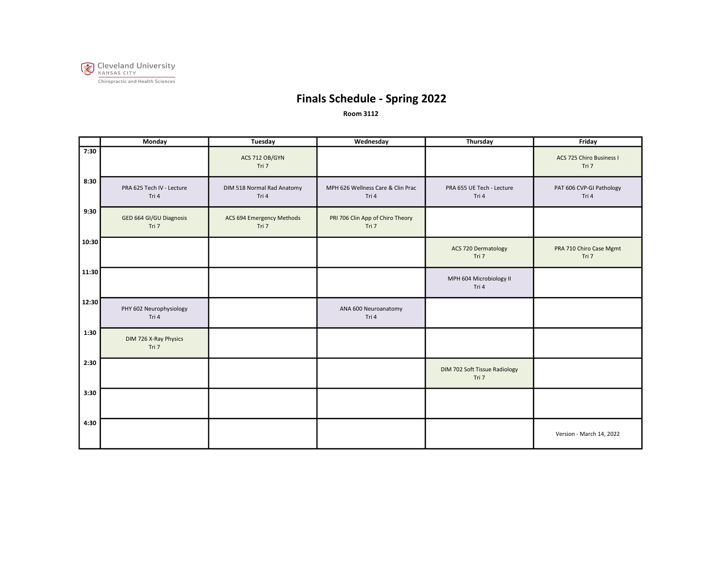Cleveland University
KANSAS CITY
Chiropractic and Health Sciences

# Finals Schedule - Spring 2022

**Room 3112**

| | Monday | Tuesday | Wednesday | Thursday | Friday |
|---|---|---|---|---|---|
| 7:30 | | ACS 712 OB/GYN Tri 7 | | | ACS 725 Chiro Business I Tri 7 |
| 8:30 | PRA 625 Tech IV - Lecture Tri 4 | DIM 518 Normal Rad Anatomy Tri 4 | MPH 626 Wellness Care & Clin Prac Tri 4 | PRA 655 UE Tech - Lecture Tri 4 | PAT 606 CVP-GI Pathology Tri 4 |
| 9:30 | GED 664 GI/GU Diagnosis Tri 7 | ACS 694 Emergency Methods Tri 7 | PRI 706 Clin App of Chiro Theory Tri 7 | | |
| 10:30 | | | | ACS 720 Dermatology Tri 7 | PRA 710 Chiro Case Mgmt Tri 7 |
| 11:30 | | | | MPH 604 Microbiology II Tri 4 | |
| 12:30 | PHY 602 Neurophysiology Tri 4 | | ANA 600 Neuroanatomy Tri 4 | | |
| 1:30 | DIM 726 X-Ray Physics Tri 7 | | | | |
| 2:30 | | | | DIM 702 Soft Tissue Radiology Tri 7 | |
| 3:30 | | | | | |
| 4:30 | | | | | Version - March 14, 2022 |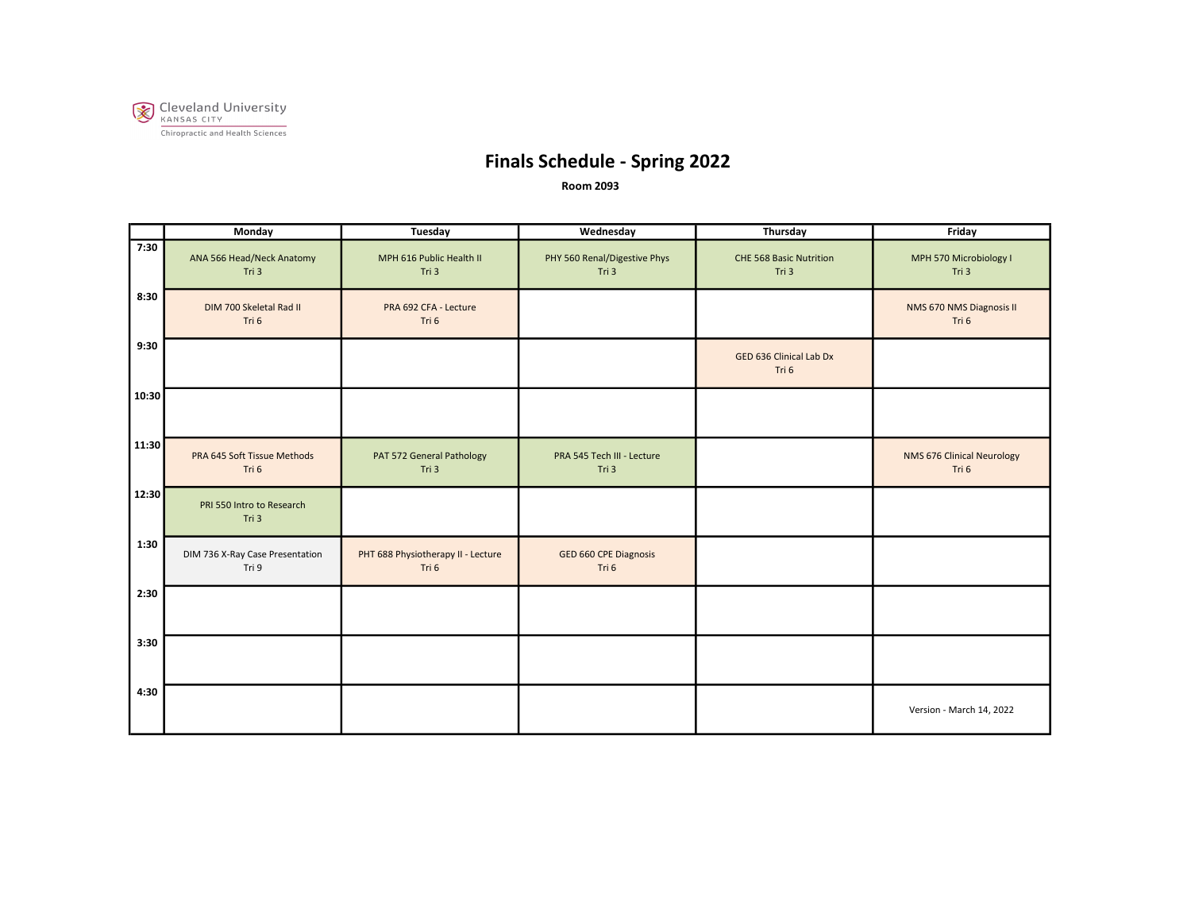Cleveland University
KANSAS CITY
Chiropractic and Health Sciences

# Finals Schedule - Spring 2022

**Room 2093**

| | Monday | Tuesday | Wednesday | Thursday | Friday |
|---|---|---|---|---|---|
| 7:30 | ANA 566 Head/Neck Anatomy Tri 3 | MPH 616 Public Health II Tri 3 | PHY 560 Renal/Digestive Phys Tri 3 | CHE 568 Basic Nutrition Tri 3 | MPH 570 Microbiology I Tri 3 |
| 8:30 | DIM 700 Skeletal Rad II Tri 6 | PRA 692 CFA - Lecture Tri 6 | | | NMS 670 NMS Diagnosis II Tri 6 |
| 9:30 | | | | GED 636 Clinical Lab Dx Tri 6 | |
| 10:30 | | | | | |
| 11:30 | PRA 645 Soft Tissue Methods Tri 6 | PAT 572 General Pathology Tri 3 | PRA 545 Tech III - Lecture Tri 3 | | NMS 676 Clinical Neurology Tri 6 |
| 12:30 | PRI 550 Intro to Research Tri 3 | | | | |
| 1:30 | DIM 736 X-Ray Case Presentation Tri 9 | PHT 688 Physiotherapy II - Lecture Tri 6 | GED 660 CPE Diagnosis Tri 6 | | |
| 2:30 | | | | | |
| 3:30 | | | | | |
| 4:30 | | | | | Version - March 14, 2022 |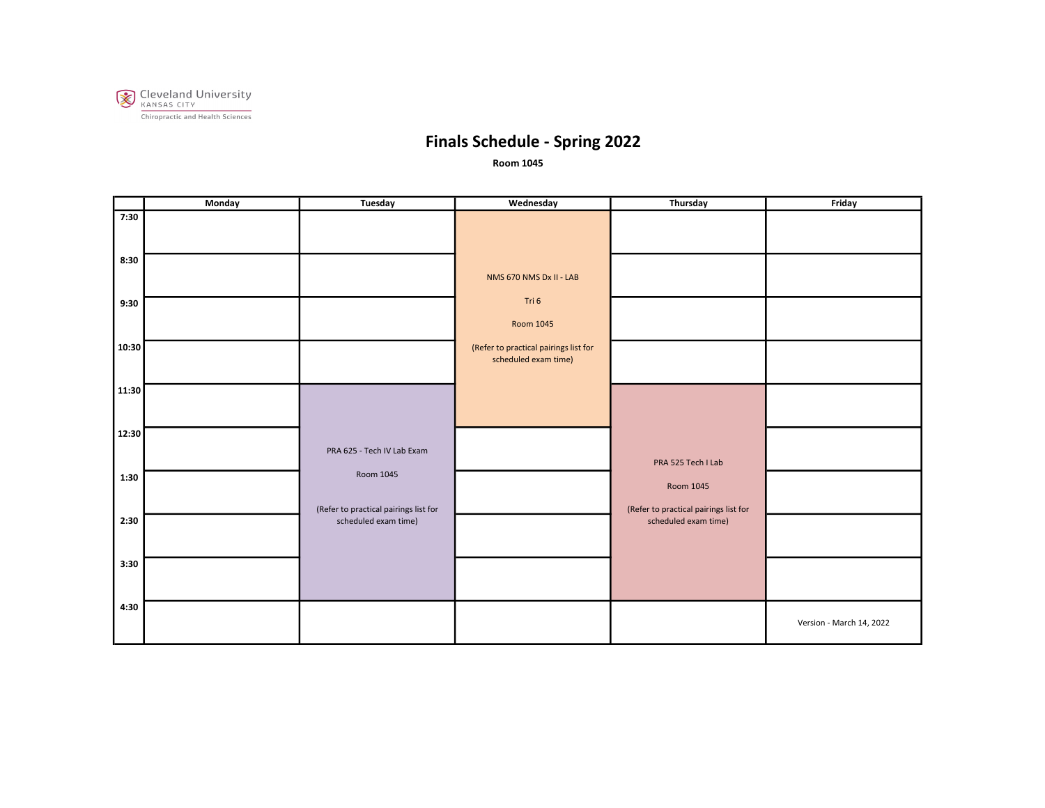Cleveland University
KANSAS CITY
Chiropractic and Health Sciences

# Finals Schedule - Spring 2022

**Room 1045**

| | Monday | Tuesday | Wednesday | Thursday | Friday |
|---|---|---|---|---|---|
| 7:30 | | | NMS 670 NMS Dx II - LAB<br><br>Tri 6<br><br>Room 1045<br><br>(Refer to practical pairings list for scheduled exam time) | | |
| 8:30 | | | | | |
| 9:30 | | | | | |
| 10:30 | | | | | |
| 11:30 | | PRA 625 - Tech IV Lab Exam<br><br>Room 1045<br><br>(Refer to practical pairings list for scheduled exam time) | | PRA 525 Tech I Lab<br><br>Room 1045<br><br>(Refer to practical pairings list for scheduled exam time) | |
| 12:30 | | | | | |
| 1:30 | | | | | |
| 2:30 | | | | | |
| 3:30 | | | | | |
| 4:30 | | | | | Version - March 14, 2022 |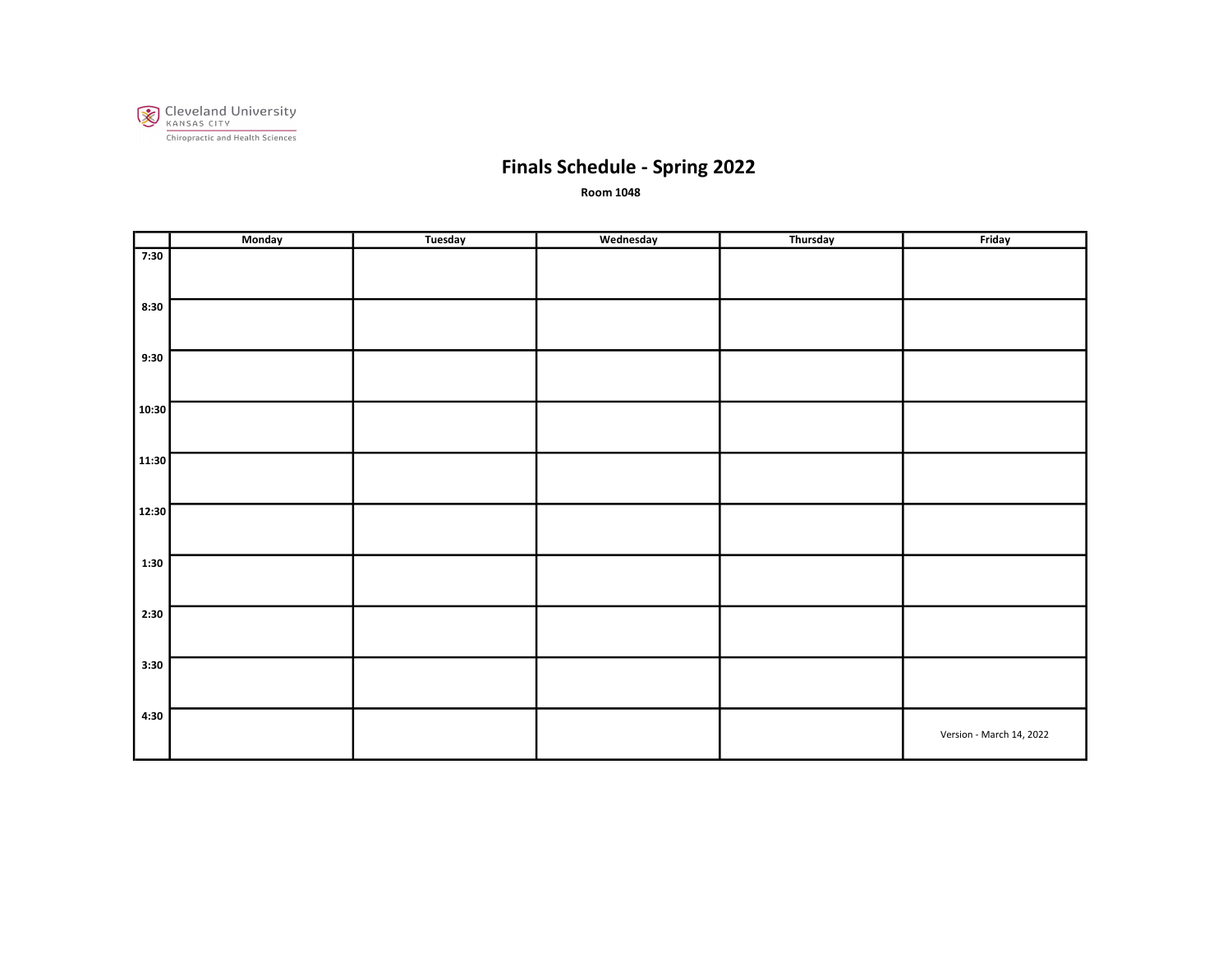Cleveland University
KANSAS CITY
Chiropractic and Health Sciences

# Finals Schedule - Spring 2022

**Room 1048**

| | Monday | Tuesday | Wednesday | Thursday | Friday |
|---|---|---|---|---|---|
| 7:30 | | | | | |
| 8:30 | | | | | |
| 9:30 | | | | | |
| 10:30 | | | | | |
| 11:30 | | | | | |
| 12:30 | | | | | |
| 1:30 | | | | | |
| 2:30 | | | | | |
| 3:30 | | | | | |
| 4:30 | | | | | Version - March 14, 2022 |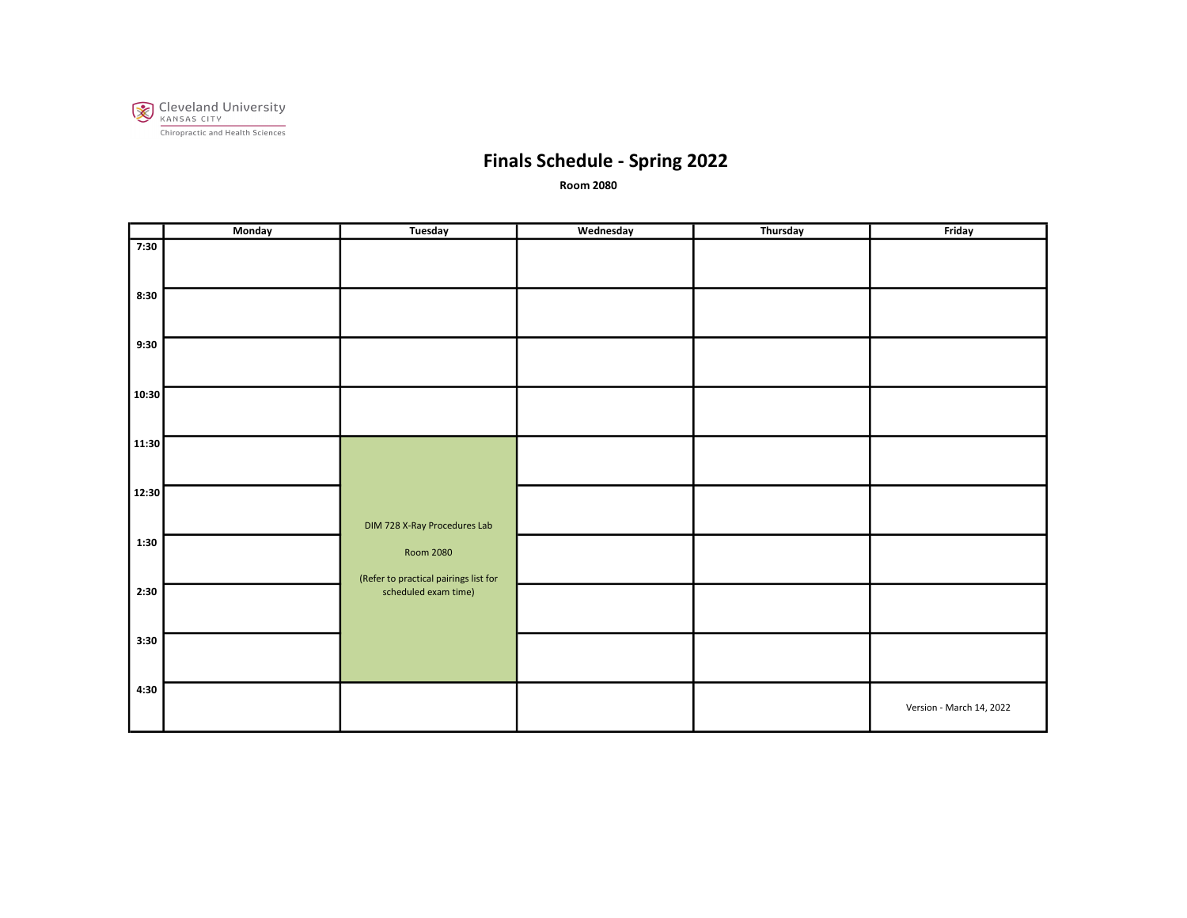Cleveland University
KANSAS CITY
Chiropractic and Health Sciences

# Finals Schedule - Spring 2022

**Room 2080**

| | Monday | Tuesday | Wednesday | Thursday | Friday |
|---|---|---|---|---|---|
| 7:30 | | | | | |
| 8:30 | | | | | |
| 9:30 | | | | | |
| 10:30 | | | | | |
| 11:30 | | DIM 728 X-Ray Procedures Lab<br>Room 2080<br>(Refer to practical pairings list for scheduled exam time) | | | |
| 12:30 | | | | | |
| 1:30 | | | | | |
| 2:30 | | | | | |
| 3:30 | | | | | |
| 4:30 | | | | | Version - March 14, 2022 |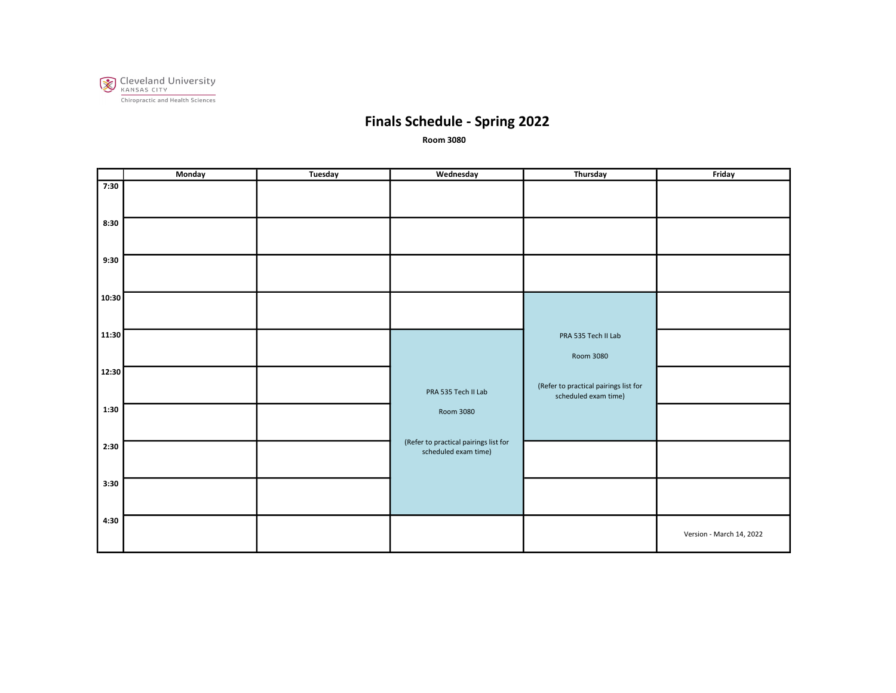Cleveland University
KANSAS CITY
Chiropractic and Health Sciences

# Finals Schedule - Spring 2022

**Room 3080**

| | Monday | Tuesday | Wednesday | Thursday | Friday |
|---|---|---|---|---|---|
| 7:30 | | | | | |
| 8:30 | | | | | |
| 9:30 | | | | | |
| 10:30 | | | | PRA 535 Tech II Lab<br>Room 3080<br>(Refer to practical pairings list for scheduled exam time) | |
| 11:30 | | | PRA 535 Tech II Lab<br>Room 3080<br>(Refer to practical pairings list for scheduled exam time) | | |
| 12:30 | | | | | |
| 1:30 | | | | | |
| 2:30 | | | | | |
| 3:30 | | | | | |
| 4:30 | | | | | Version - March 14, 2022 |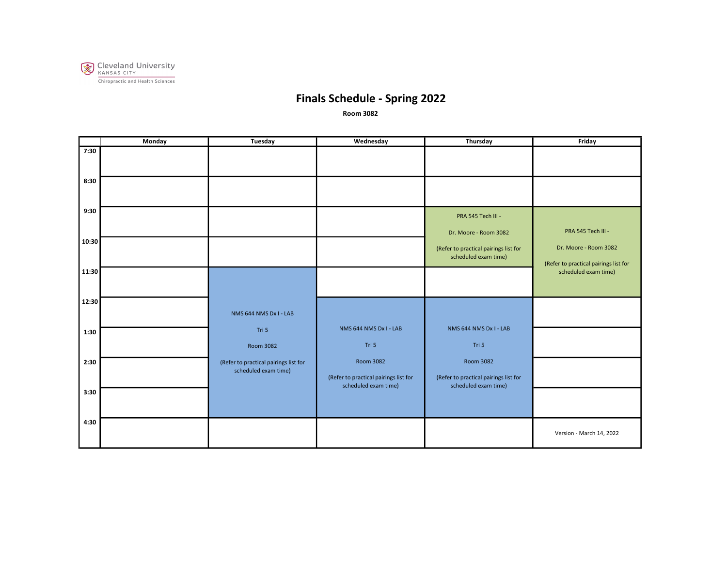Cleveland University
KANSAS CITY
Chiropractic and Health Sciences

# Finals Schedule - Spring 2022

**Room 3082**

| | Monday | Tuesday | Wednesday | Thursday | Friday |
|---|---|---|---|---|---|
| 7:30 | | | | | |
| 8:30 | | | | | |
| 9:30 | | | | PRA 545 Tech III - Dr. Moore - Room 3082 (Refer to practical pairings list for scheduled exam time) | PRA 545 Tech III - Dr. Moore - Room 3082 (Refer to practical pairings list for scheduled exam time) |
| 10:30 | | | | | |
| 11:30 | | NMS 644 NMS Dx I - LAB Tri 5 Room 3082 (Refer to practical pairings list for scheduled exam time) | | | |
| 12:30 | | | NMS 644 NMS Dx I - LAB Tri 5 Room 3082 (Refer to practical pairings list for scheduled exam time) | NMS 644 NMS Dx I - LAB Tri 5 Room 3082 (Refer to practical pairings list for scheduled exam time) | |
| 1:30 | | | | | |
| 2:30 | | | | | |
| 3:30 | | | | | |
| 4:30 | | | | | Version - March 14, 2022 |